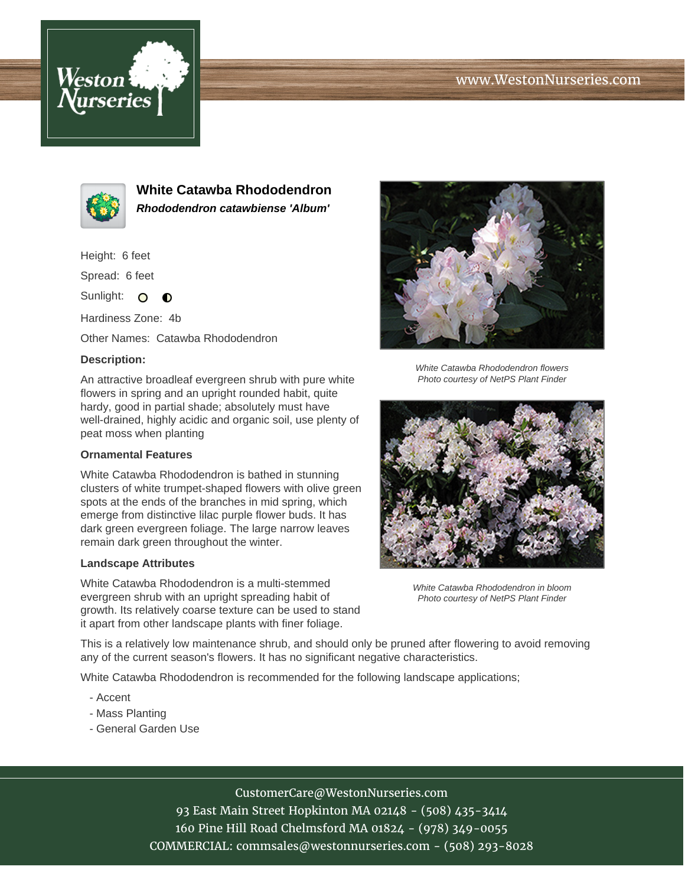www.WestonNurseries.com

## White Catawba Rhododendron

***Rhododendron catawbiense 'Album'***

Height: 6 feet

Spread: 6 feet

Sunlight:

Hardiness Zone: 4b

Other Names: Catawba Rhododendron

**Description:**

An attractive broadleaf evergreen shrub with pure white flowers in spring and an upright rounded habit, quite hardy, good in partial shade; absolutely must have well-drained, highly acidic and organic soil, use plenty of peat moss when planting

**Ornamental Features**

White Catawba Rhododendron is bathed in stunning clusters of white trumpet-shaped flowers with olive green spots at the ends of the branches in mid spring, which emerge from distinctive lilac purple flower buds. It has dark green evergreen foliage. The large narrow leaves remain dark green throughout the winter.

**Landscape Attributes**

White Catawba Rhododendron is a multi-stemmed evergreen shrub with an upright spreading habit of growth. Its relatively coarse texture can be used to stand it apart from other landscape plants with finer foliage.

This is a relatively low maintenance shrub, and should only be pruned after flowering to avoid removing any of the current season's flowers. It has no significant negative characteristics.

White Catawba Rhododendron is recommended for the following landscape applications;

- Accent
- Mass Planting
- General Garden Use

*White Catawba Rhododendron flowers*
*Photo courtesy of NetPS Plant Finder*

*White Catawba Rhododendron in bloom*
*Photo courtesy of NetPS Plant Finder*

CustomerCare@WestonNurseries.com
93 East Main Street Hopkinton MA 02148 - (508) 435-3414
160 Pine Hill Road Chelmsford MA 01824 - (978) 349-0055
COMMERCIAL: commsales@westonnurseries.com - (508) 293-8028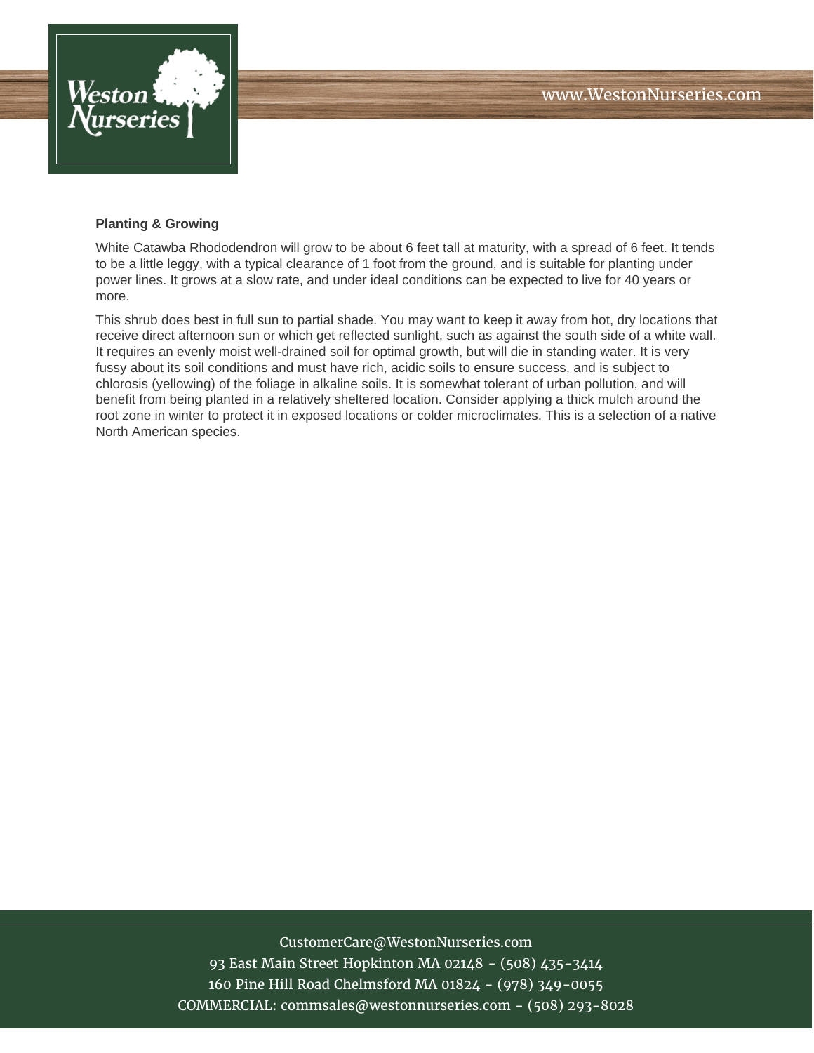### Planting & Growing

White Catawba Rhododendron will grow to be about 6 feet tall at maturity, with a spread of 6 feet. It tends to be a little leggy, with a typical clearance of 1 foot from the ground, and is suitable for planting under power lines. It grows at a slow rate, and under ideal conditions can be expected to live for 40 years or more.

This shrub does best in full sun to partial shade. You may want to keep it away from hot, dry locations that receive direct afternoon sun or which get reflected sunlight, such as against the south side of a white wall. It requires an evenly moist well-drained soil for optimal growth, but will die in standing water. It is very fussy about its soil conditions and must have rich, acidic soils to ensure success, and is subject to chlorosis (yellowing) of the foliage in alkaline soils. It is somewhat tolerant of urban pollution, and will benefit from being planted in a relatively sheltered location. Consider applying a thick mulch around the root zone in winter to protect it in exposed locations or colder microclimates. This is a selection of a native North American species.